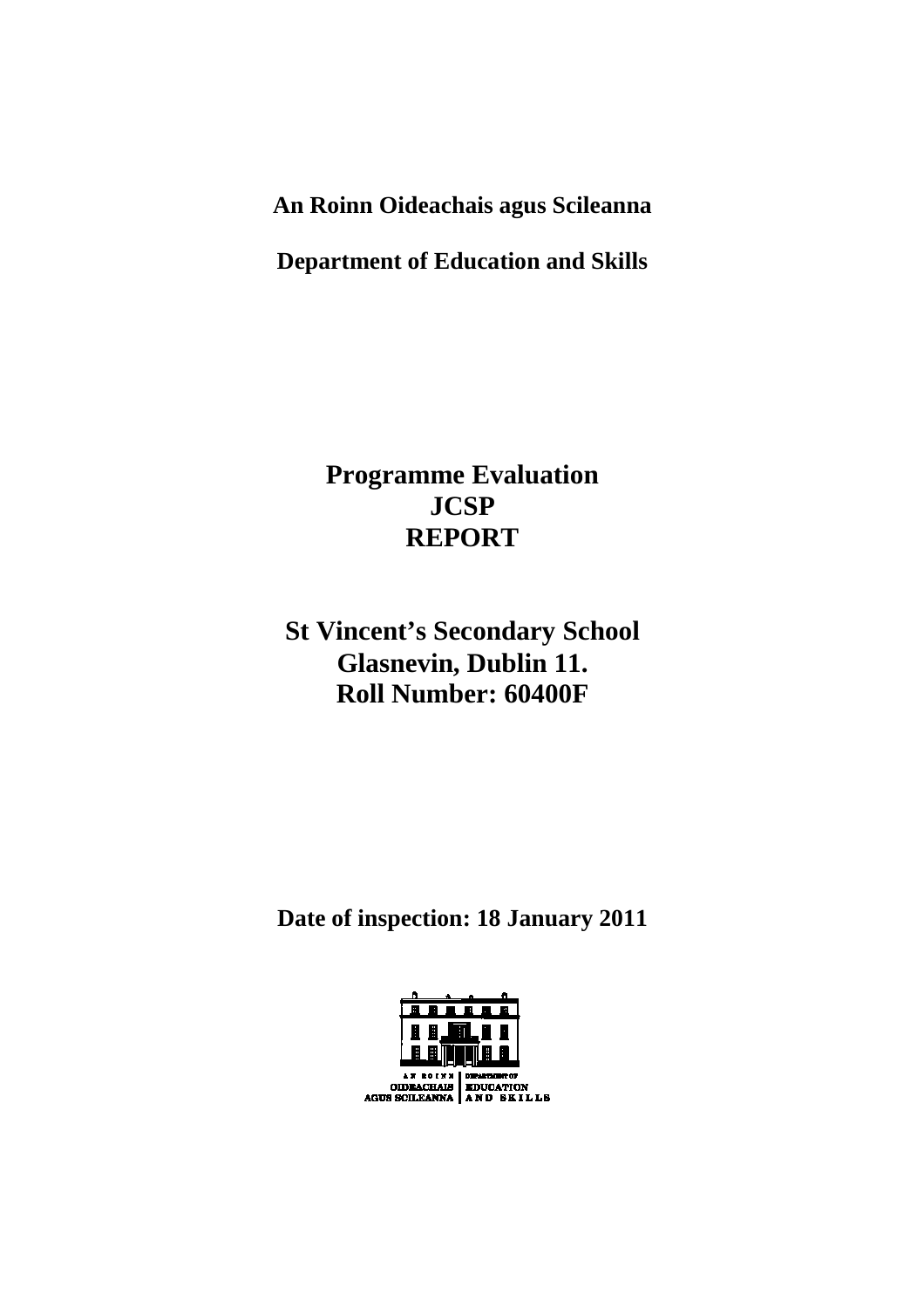**An Roinn Oideachais agus Scileanna**

**Department of Education and Skills**

# Programme Evaluation
# JCSP
# REPORT

## St Vincent's Secondary School
## Glasnevin, Dublin 11.
## Roll Number: 60400F

**Date of inspection: 18 January 2011**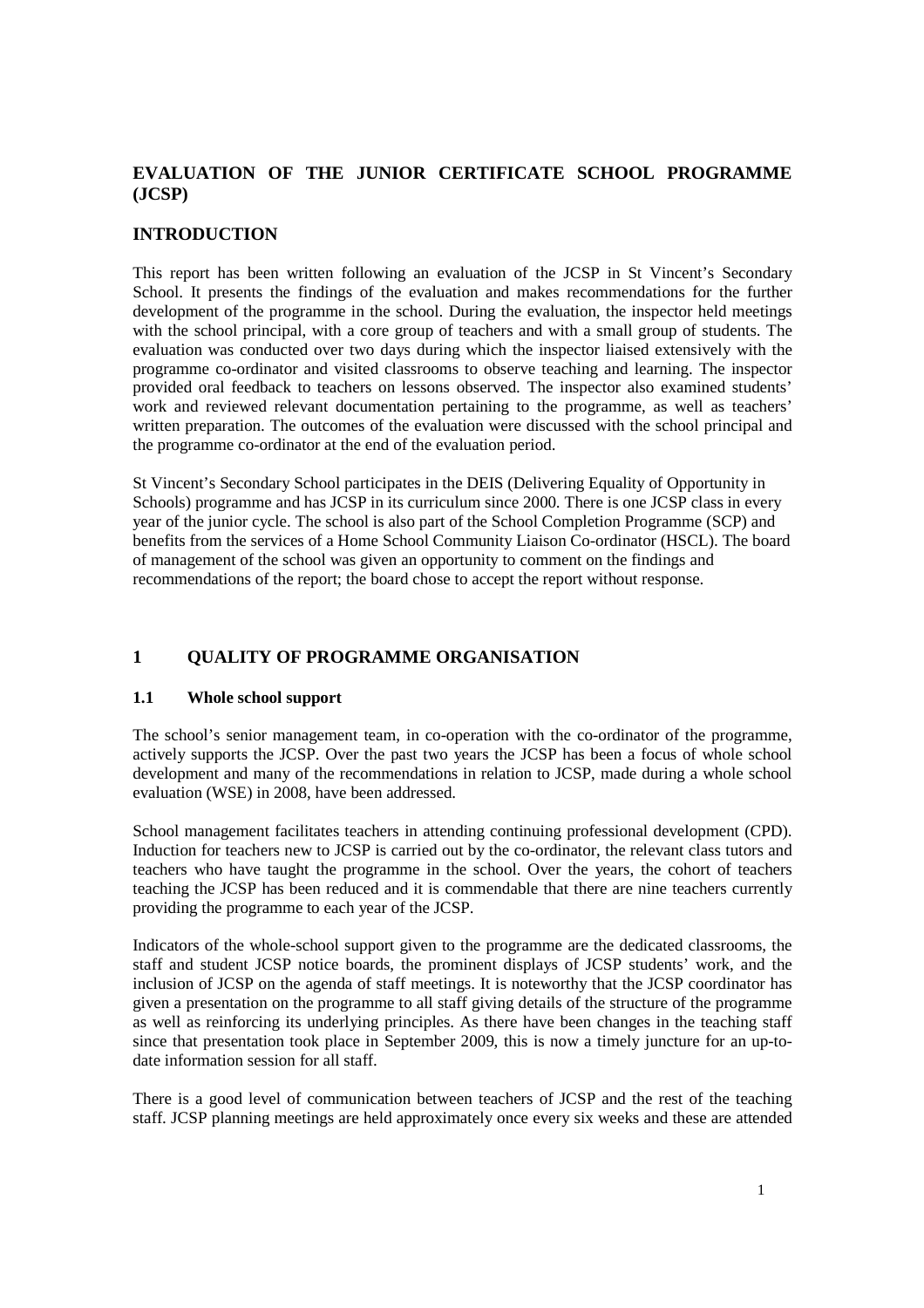# EVALUATION OF THE JUNIOR CERTIFICATE SCHOOL PROGRAMME (JCSP)

## INTRODUCTION

This report has been written following an evaluation of the JCSP in St Vincent's Secondary School. It presents the findings of the evaluation and makes recommendations for the further development of the programme in the school. During the evaluation, the inspector held meetings with the school principal, with a core group of teachers and with a small group of students. The evaluation was conducted over two days during which the inspector liaised extensively with the programme co-ordinator and visited classrooms to observe teaching and learning. The inspector provided oral feedback to teachers on lessons observed. The inspector also examined students' work and reviewed relevant documentation pertaining to the programme, as well as teachers' written preparation. The outcomes of the evaluation were discussed with the school principal and the programme co-ordinator at the end of the evaluation period.

St Vincent's Secondary School participates in the DEIS (Delivering Equality of Opportunity in Schools) programme and has JCSP in its curriculum since 2000. There is one JCSP class in every year of the junior cycle. The school is also part of the School Completion Programme (SCP) and benefits from the services of a Home School Community Liaison Co-ordinator (HSCL). The board of management of the school was given an opportunity to comment on the findings and recommendations of the report; the board chose to accept the report without response.

## 1 QUALITY OF PROGRAMME ORGANISATION

### 1.1 Whole school support

The school's senior management team, in co-operation with the co-ordinator of the programme, actively supports the JCSP. Over the past two years the JCSP has been a focus of whole school development and many of the recommendations in relation to JCSP, made during a whole school evaluation (WSE) in 2008, have been addressed.

School management facilitates teachers in attending continuing professional development (CPD). Induction for teachers new to JCSP is carried out by the co-ordinator, the relevant class tutors and teachers who have taught the programme in the school. Over the years, the cohort of teachers teaching the JCSP has been reduced and it is commendable that there are nine teachers currently providing the programme to each year of the JCSP.

Indicators of the whole-school support given to the programme are the dedicated classrooms, the staff and student JCSP notice boards, the prominent displays of JCSP students' work, and the inclusion of JCSP on the agenda of staff meetings. It is noteworthy that the JCSP coordinator has given a presentation on the programme to all staff giving details of the structure of the programme as well as reinforcing its underlying principles. As there have been changes in the teaching staff since that presentation took place in September 2009, this is now a timely juncture for an up-to-date information session for all staff.

There is a good level of communication between teachers of JCSP and the rest of the teaching staff. JCSP planning meetings are held approximately once every six weeks and these are attended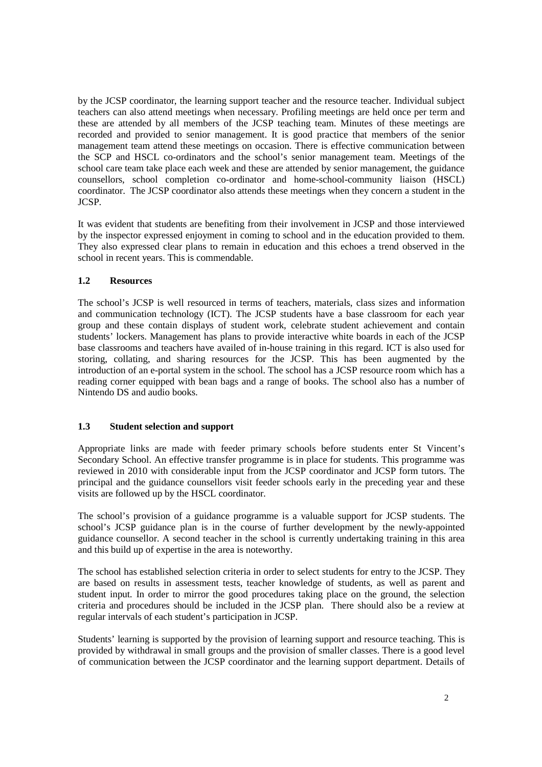by the JCSP coordinator, the learning support teacher and the resource teacher. Individual subject teachers can also attend meetings when necessary. Profiling meetings are held once per term and these are attended by all members of the JCSP teaching team. Minutes of these meetings are recorded and provided to senior management. It is good practice that members of the senior management team attend these meetings on occasion. There is effective communication between the SCP and HSCL co-ordinators and the school's senior management team. Meetings of the school care team take place each week and these are attended by senior management, the guidance counsellors, school completion co-ordinator and home-school-community liaison (HSCL) coordinator. The JCSP coordinator also attends these meetings when they concern a student in the JCSP.

It was evident that students are benefiting from their involvement in JCSP and those interviewed by the inspector expressed enjoyment in coming to school and in the education provided to them. They also expressed clear plans to remain in education and this echoes a trend observed in the school in recent years. This is commendable.

### 1.2 Resources

The school's JCSP is well resourced in terms of teachers, materials, class sizes and information and communication technology (ICT). The JCSP students have a base classroom for each year group and these contain displays of student work, celebrate student achievement and contain students' lockers. Management has plans to provide interactive white boards in each of the JCSP base classrooms and teachers have availed of in-house training in this regard. ICT is also used for storing, collating, and sharing resources for the JCSP. This has been augmented by the introduction of an e-portal system in the school. The school has a JCSP resource room which has a reading corner equipped with bean bags and a range of books. The school also has a number of Nintendo DS and audio books.

### 1.3 Student selection and support

Appropriate links are made with feeder primary schools before students enter St Vincent's Secondary School. An effective transfer programme is in place for students. This programme was reviewed in 2010 with considerable input from the JCSP coordinator and JCSP form tutors. The principal and the guidance counsellors visit feeder schools early in the preceding year and these visits are followed up by the HSCL coordinator.

The school's provision of a guidance programme is a valuable support for JCSP students. The school's JCSP guidance plan is in the course of further development by the newly-appointed guidance counsellor. A second teacher in the school is currently undertaking training in this area and this build up of expertise in the area is noteworthy.

The school has established selection criteria in order to select students for entry to the JCSP. They are based on results in assessment tests, teacher knowledge of students, as well as parent and student input. In order to mirror the good procedures taking place on the ground, the selection criteria and procedures should be included in the JCSP plan. There should also be a review at regular intervals of each student's participation in JCSP.

Students' learning is supported by the provision of learning support and resource teaching. This is provided by withdrawal in small groups and the provision of smaller classes. There is a good level of communication between the JCSP coordinator and the learning support department. Details of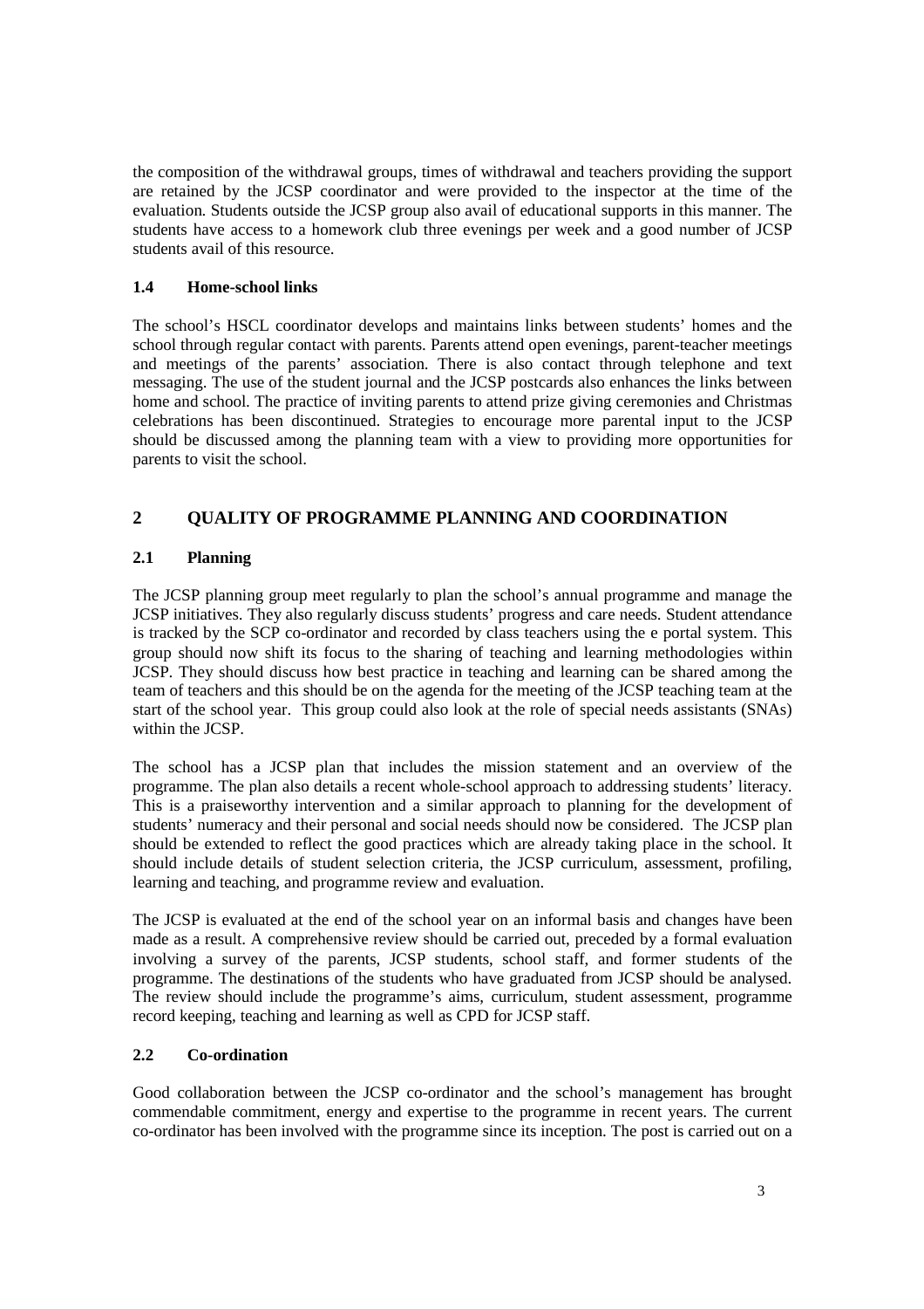the composition of the withdrawal groups, times of withdrawal and teachers providing the support are retained by the JCSP coordinator and were provided to the inspector at the time of the evaluation. Students outside the JCSP group also avail of educational supports in this manner. The students have access to a homework club three evenings per week and a good number of JCSP students avail of this resource.

### 1.4 Home-school links

The school's HSCL coordinator develops and maintains links between students' homes and the school through regular contact with parents. Parents attend open evenings, parent-teacher meetings and meetings of the parents' association. There is also contact through telephone and text messaging. The use of the student journal and the JCSP postcards also enhances the links between home and school. The practice of inviting parents to attend prize giving ceremonies and Christmas celebrations has been discontinued. Strategies to encourage more parental input to the JCSP should be discussed among the planning team with a view to providing more opportunities for parents to visit the school.

## 2 QUALITY OF PROGRAMME PLANNING AND COORDINATION

### 2.1 Planning

The JCSP planning group meet regularly to plan the school's annual programme and manage the JCSP initiatives. They also regularly discuss students' progress and care needs. Student attendance is tracked by the SCP co-ordinator and recorded by class teachers using the e portal system. This group should now shift its focus to the sharing of teaching and learning methodologies within JCSP. They should discuss how best practice in teaching and learning can be shared among the team of teachers and this should be on the agenda for the meeting of the JCSP teaching team at the start of the school year. This group could also look at the role of special needs assistants (SNAs) within the JCSP.

The school has a JCSP plan that includes the mission statement and an overview of the programme. The plan also details a recent whole-school approach to addressing students' literacy. This is a praiseworthy intervention and a similar approach to planning for the development of students' numeracy and their personal and social needs should now be considered. The JCSP plan should be extended to reflect the good practices which are already taking place in the school. It should include details of student selection criteria, the JCSP curriculum, assessment, profiling, learning and teaching, and programme review and evaluation.

The JCSP is evaluated at the end of the school year on an informal basis and changes have been made as a result. A comprehensive review should be carried out, preceded by a formal evaluation involving a survey of the parents, JCSP students, school staff, and former students of the programme. The destinations of the students who have graduated from JCSP should be analysed. The review should include the programme's aims, curriculum, student assessment, programme record keeping, teaching and learning as well as CPD for JCSP staff.

### 2.2 Co-ordination

Good collaboration between the JCSP co-ordinator and the school's management has brought commendable commitment, energy and expertise to the programme in recent years. The current co-ordinator has been involved with the programme since its inception. The post is carried out on a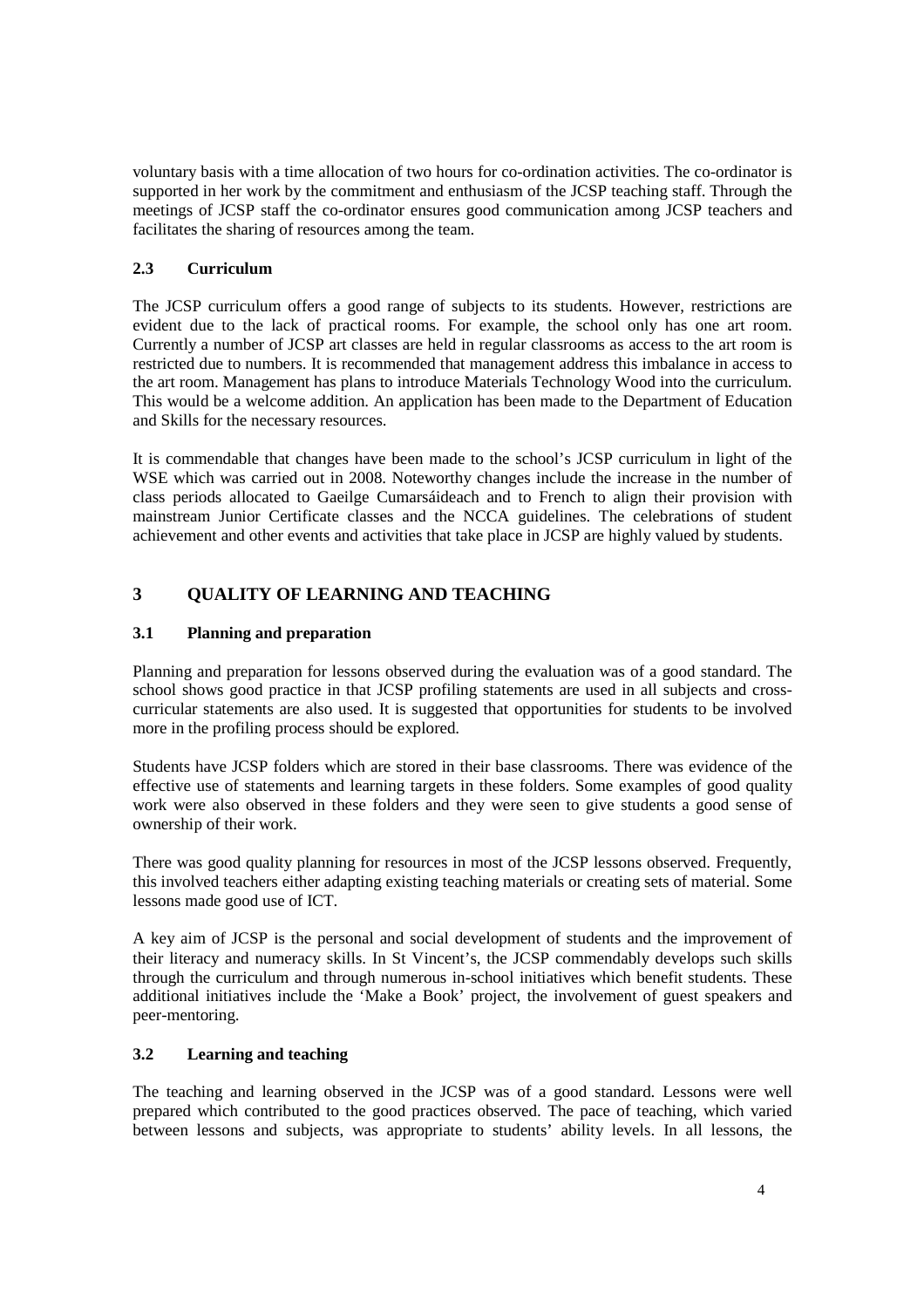voluntary basis with a time allocation of two hours for co-ordination activities. The co-ordinator is supported in her work by the commitment and enthusiasm of the JCSP teaching staff. Through the meetings of JCSP staff the co-ordinator ensures good communication among JCSP teachers and facilitates the sharing of resources among the team.

### 2.3 Curriculum

The JCSP curriculum offers a good range of subjects to its students. However, restrictions are evident due to the lack of practical rooms. For example, the school only has one art room. Currently a number of JCSP art classes are held in regular classrooms as access to the art room is restricted due to numbers. It is recommended that management address this imbalance in access to the art room. Management has plans to introduce Materials Technology Wood into the curriculum. This would be a welcome addition. An application has been made to the Department of Education and Skills for the necessary resources.

It is commendable that changes have been made to the school's JCSP curriculum in light of the WSE which was carried out in 2008. Noteworthy changes include the increase in the number of class periods allocated to Gaeilge Cumarsáideach and to French to align their provision with mainstream Junior Certificate classes and the NCCA guidelines. The celebrations of student achievement and other events and activities that take place in JCSP are highly valued by students.

## 3 QUALITY OF LEARNING AND TEACHING

### 3.1 Planning and preparation

Planning and preparation for lessons observed during the evaluation was of a good standard. The school shows good practice in that JCSP profiling statements are used in all subjects and cross-curricular statements are also used. It is suggested that opportunities for students to be involved more in the profiling process should be explored.

Students have JCSP folders which are stored in their base classrooms. There was evidence of the effective use of statements and learning targets in these folders. Some examples of good quality work were also observed in these folders and they were seen to give students a good sense of ownership of their work.

There was good quality planning for resources in most of the JCSP lessons observed. Frequently, this involved teachers either adapting existing teaching materials or creating sets of material. Some lessons made good use of ICT.

A key aim of JCSP is the personal and social development of students and the improvement of their literacy and numeracy skills. In St Vincent's, the JCSP commendably develops such skills through the curriculum and through numerous in-school initiatives which benefit students. These additional initiatives include the 'Make a Book' project, the involvement of guest speakers and peer-mentoring.

### 3.2 Learning and teaching

The teaching and learning observed in the JCSP was of a good standard. Lessons were well prepared which contributed to the good practices observed. The pace of teaching, which varied between lessons and subjects, was appropriate to students' ability levels. In all lessons, the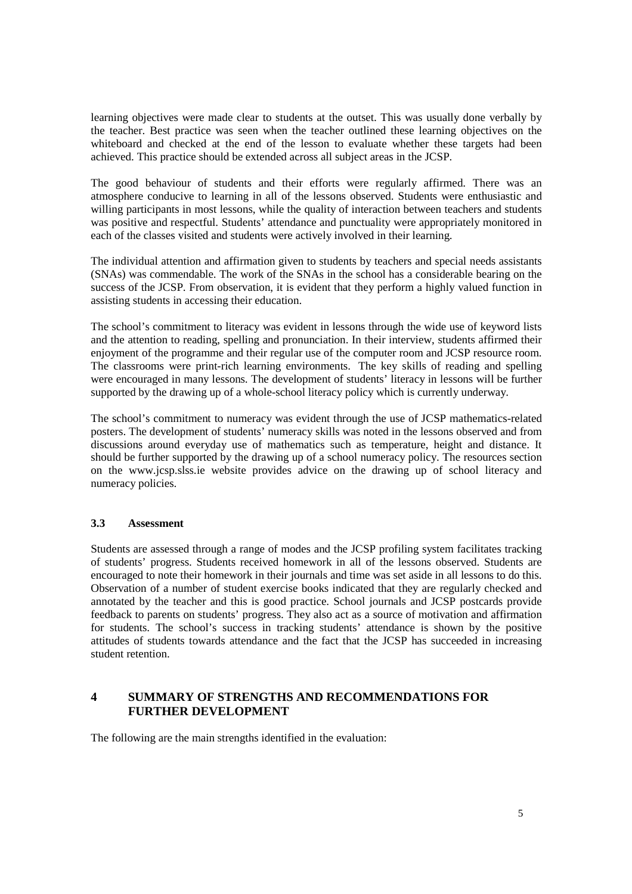learning objectives were made clear to students at the outset. This was usually done verbally by the teacher. Best practice was seen when the teacher outlined these learning objectives on the whiteboard and checked at the end of the lesson to evaluate whether these targets had been achieved. This practice should be extended across all subject areas in the JCSP.

The good behaviour of students and their efforts were regularly affirmed. There was an atmosphere conducive to learning in all of the lessons observed. Students were enthusiastic and willing participants in most lessons, while the quality of interaction between teachers and students was positive and respectful. Students' attendance and punctuality were appropriately monitored in each of the classes visited and students were actively involved in their learning.

The individual attention and affirmation given to students by teachers and special needs assistants (SNAs) was commendable. The work of the SNAs in the school has a considerable bearing on the success of the JCSP. From observation, it is evident that they perform a highly valued function in assisting students in accessing their education.

The school's commitment to literacy was evident in lessons through the wide use of keyword lists and the attention to reading, spelling and pronunciation. In their interview, students affirmed their enjoyment of the programme and their regular use of the computer room and JCSP resource room. The classrooms were print-rich learning environments. The key skills of reading and spelling were encouraged in many lessons. The development of students' literacy in lessons will be further supported by the drawing up of a whole-school literacy policy which is currently underway.

The school's commitment to numeracy was evident through the use of JCSP mathematics-related posters. The development of students' numeracy skills was noted in the lessons observed and from discussions around everyday use of mathematics such as temperature, height and distance. It should be further supported by the drawing up of a school numeracy policy. The resources section on the www.jcsp.slss.ie website provides advice on the drawing up of school literacy and numeracy policies.

### 3.3 Assessment

Students are assessed through a range of modes and the JCSP profiling system facilitates tracking of students' progress. Students received homework in all of the lessons observed. Students are encouraged to note their homework in their journals and time was set aside in all lessons to do this. Observation of a number of student exercise books indicated that they are regularly checked and annotated by the teacher and this is good practice. School journals and JCSP postcards provide feedback to parents on students' progress. They also act as a source of motivation and affirmation for students. The school's success in tracking students' attendance is shown by the positive attitudes of students towards attendance and the fact that the JCSP has succeeded in increasing student retention.

## 4 SUMMARY OF STRENGTHS AND RECOMMENDATIONS FOR FURTHER DEVELOPMENT

The following are the main strengths identified in the evaluation: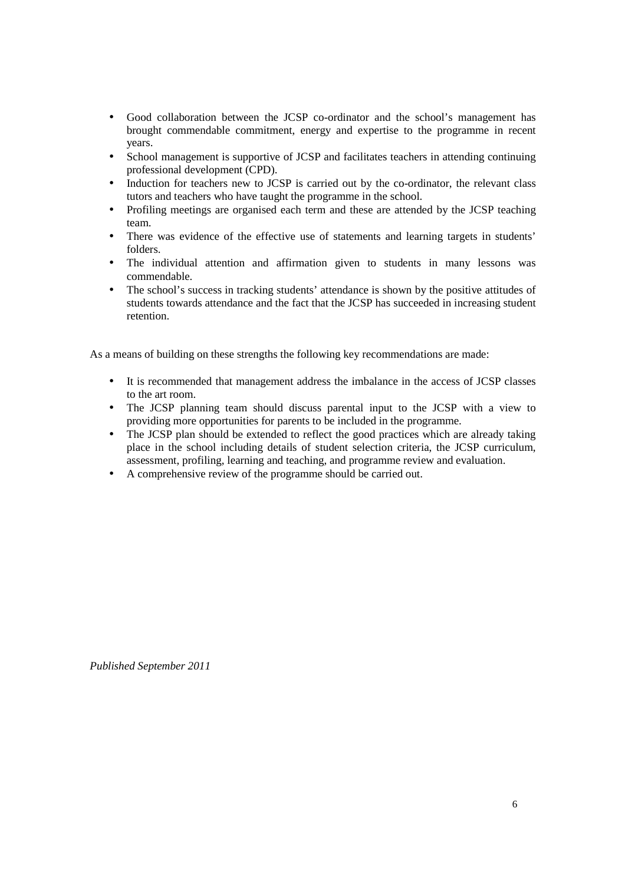- Good collaboration between the JCSP co-ordinator and the school's management has brought commendable commitment, energy and expertise to the programme in recent years.
- School management is supportive of JCSP and facilitates teachers in attending continuing professional development (CPD).
- Induction for teachers new to JCSP is carried out by the co-ordinator, the relevant class tutors and teachers who have taught the programme in the school.
- Profiling meetings are organised each term and these are attended by the JCSP teaching team.
- There was evidence of the effective use of statements and learning targets in students' folders.
- The individual attention and affirmation given to students in many lessons was commendable.
- The school's success in tracking students' attendance is shown by the positive attitudes of students towards attendance and the fact that the JCSP has succeeded in increasing student retention.

As a means of building on these strengths the following key recommendations are made:

- It is recommended that management address the imbalance in the access of JCSP classes to the art room.
- The JCSP planning team should discuss parental input to the JCSP with a view to providing more opportunities for parents to be included in the programme.
- The JCSP plan should be extended to reflect the good practices which are already taking place in the school including details of student selection criteria, the JCSP curriculum, assessment, profiling, learning and teaching, and programme review and evaluation.
- A comprehensive review of the programme should be carried out.

*Published September 2011*